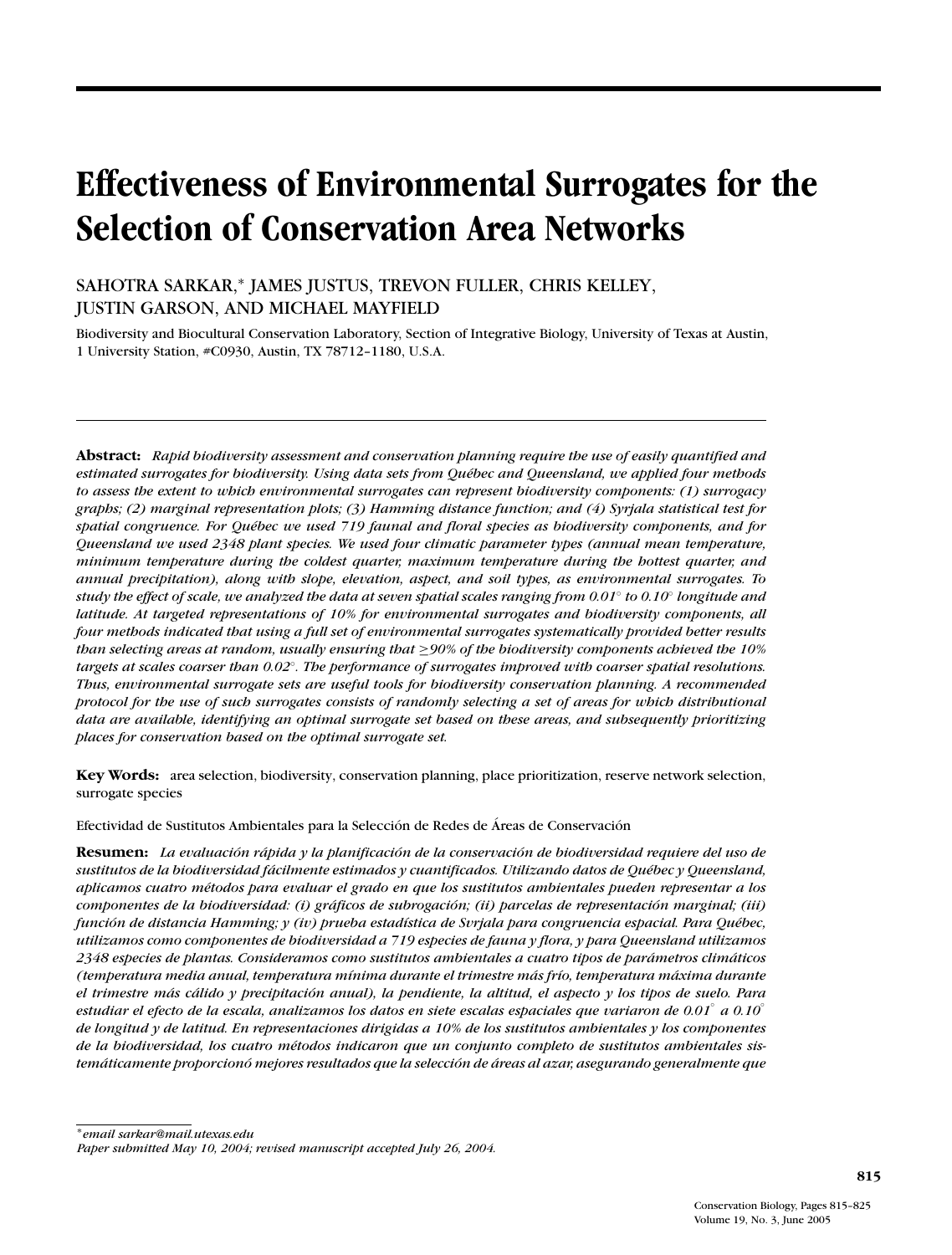# Effectiveness of Environmental Surrogates for the Selection of Conservation Area Networks

SAHOTRA SARKAR,* JAMES JUSTUS, TREVON FULLER, CHRIS KELLEY, JUSTIN GARSON, AND MICHAEL MAYFIELD

Biodiversity and Biocultural Conservation Laboratory, Section of Integrative Biology, University of Texas at Austin, 1 University Station, #C0930, Austin, TX 78712–1180, U.S.A.

---

**Abstract:** *Rapid biodiversity assessment and conservation planning require the use of easily quantified and estimated surrogates for biodiversity. Using data sets from Québec and Queensland, we applied four methods to assess the extent to which environmental surrogates can represent biodiversity components: (1) surrogacy graphs; (2) marginal representation plots; (3) Hamming distance function; and (4) Syrjala statistical test for spatial congruence. For Québec we used 719 faunal and floral species as biodiversity components, and for Queensland we used 2348 plant species. We used four climatic parameter types (annual mean temperature, minimum temperature during the coldest quarter, maximum temperature during the hottest quarter, and annual precipitation), along with slope, elevation, aspect, and soil types, as environmental surrogates. To study the effect of scale, we analyzed the data at seven spatial scales ranging from 0.01° to 0.10° longitude and latitude. At targeted representations of 10% for environmental surrogates and biodiversity components, all four methods indicated that using a full set of environmental surrogates systematically provided better results than selecting areas at random, usually ensuring that ≥90% of the biodiversity components achieved the 10% targets at scales coarser than 0.02°. The performance of surrogates improved with coarser spatial resolutions. Thus, environmental surrogate sets are useful tools for biodiversity conservation planning. A recommended protocol for the use of such surrogates consists of randomly selecting a set of areas for which distributional data are available, identifying an optimal surrogate set based on these areas, and subsequently prioritizing places for conservation based on the optimal surrogate set.*

**Key Words:** area selection, biodiversity, conservation planning, place prioritization, reserve network selection, surrogate species

Efectividad de Sustitutos Ambientales para la Selección de Redes de Áreas de Conservación

**Resumen:** *La evaluación rápida y la planificación de la conservación de biodiversidad requiere del uso de sustitutos de la biodiversidad fácilmente estimados y cuantificados. Utilizando datos de Québec y Queensland, aplicamos cuatro métodos para evaluar el grado en que los sustitutos ambientales pueden representar a los componentes de la biodiversidad: (i) gráficos de subrogación; (ii) parcelas de representación marginal; (iii) función de distancia Hamming; y (iv) prueba estadística de Syrjala para congruencia espacial. Para Québec, utilizamos como componentes de biodiversidad a 719 especies de fauna y flora, y para Queensland utilizamos 2348 especies de plantas. Consideramos como sustitutos ambientales a cuatro tipos de parámetros climáticos (temperatura media anual, temperatura mínima durante el trimestre más frío, temperatura máxima durante el trimestre más cálido y precipitación anual), la pendiente, la altitud, el aspecto y los tipos de suelo. Para estudiar el efecto de la escala, analizamos los datos en siete escalas espaciales que variaron de 0.01° a 0.10° de longitud y de latitud. En representaciones dirigidas a 10% de los sustitutos ambientales y los componentes de la biodiversidad, los cuatro métodos indicaron que un conjunto completo de sustitutos ambientales sistemáticamente proporcionó mejores resultados que la selección de áreas al azar, asegurando generalmente que*

---

*email sarkar@mail.utexas.edu

*Paper submitted May 10, 2004; revised manuscript accepted July 26, 2004.*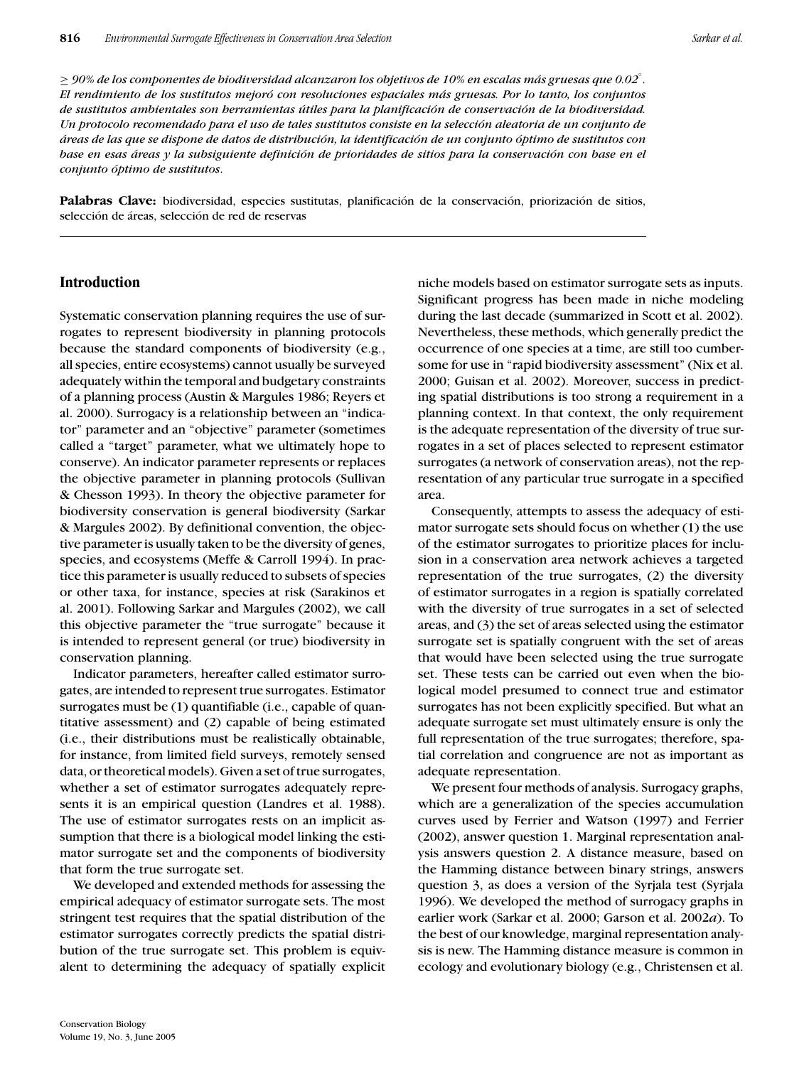*≥ 90% de los componentes de biodiversidad alcanzaron los objetivos de 10% en escalas más gruesas que 0.02°. El rendimiento de los sustitutos mejoró con resoluciones espaciales más gruesas. Por lo tanto, los conjuntos de sustitutos ambientales son herramientas útiles para la planificación de conservación de la biodiversidad. Un protocolo recomendado para el uso de tales sustitutos consiste en la selección aleatoria de un conjunto de áreas de las que se dispone de datos de distribución, la identificación de un conjunto óptimo de sustitutos con base en esas áreas y la subsiguiente definición de prioridades de sitios para la conservación con base en el conjunto óptimo de sustitutos.*

**Palabras Clave:** biodiversidad, especies sustitutas, planificación de la conservación, priorización de sitios, selección de áreas, selección de red de reservas

## Introduction

Systematic conservation planning requires the use of surrogates to represent biodiversity in planning protocols because the standard components of biodiversity (e.g., all species, entire ecosystems) cannot usually be surveyed adequately within the temporal and budgetary constraints of a planning process (Austin & Margules 1986; Reyers et al. 2000). Surrogacy is a relationship between an "indicator" parameter and an "objective" parameter (sometimes called a "target" parameter, what we ultimately hope to conserve). An indicator parameter represents or replaces the objective parameter in planning protocols (Sullivan & Chesson 1993). In theory the objective parameter for biodiversity conservation is general biodiversity (Sarkar & Margules 2002). By definitional convention, the objective parameter is usually taken to be the diversity of genes, species, and ecosystems (Meffe & Carroll 1994). In practice this parameter is usually reduced to subsets of species or other taxa, for instance, species at risk (Sarakinos et al. 2001). Following Sarkar and Margules (2002), we call this objective parameter the "true surrogate" because it is intended to represent general (or true) biodiversity in conservation planning.

Indicator parameters, hereafter called estimator surrogates, are intended to represent true surrogates. Estimator surrogates must be (1) quantifiable (i.e., capable of quantitative assessment) and (2) capable of being estimated (i.e., their distributions must be realistically obtainable, for instance, from limited field surveys, remotely sensed data, or theoretical models). Given a set of true surrogates, whether a set of estimator surrogates adequately represents it is an empirical question (Landres et al. 1988). The use of estimator surrogates rests on an implicit assumption that there is a biological model linking the estimator surrogate set and the components of biodiversity that form the true surrogate set.

We developed and extended methods for assessing the empirical adequacy of estimator surrogate sets. The most stringent test requires that the spatial distribution of the estimator surrogates correctly predicts the spatial distribution of the true surrogate set. This problem is equivalent to determining the adequacy of spatially explicit niche models based on estimator surrogate sets as inputs. Significant progress has been made in niche modeling during the last decade (summarized in Scott et al. 2002). Nevertheless, these methods, which generally predict the occurrence of one species at a time, are still too cumbersome for use in "rapid biodiversity assessment" (Nix et al. 2000; Guisan et al. 2002). Moreover, success in predicting spatial distributions is too strong a requirement in a planning context. In that context, the only requirement is the adequate representation of the diversity of true surrogates in a set of places selected to represent estimator surrogates (a network of conservation areas), not the representation of any particular true surrogate in a specified area.

Consequently, attempts to assess the adequacy of estimator surrogate sets should focus on whether (1) the use of the estimator surrogates to prioritize places for inclusion in a conservation area network achieves a targeted representation of the true surrogates, (2) the diversity of estimator surrogates in a region is spatially correlated with the diversity of true surrogates in a set of selected areas, and (3) the set of areas selected using the estimator surrogate set is spatially congruent with the set of areas that would have been selected using the true surrogate set. These tests can be carried out even when the biological model presumed to connect true and estimator surrogates has not been explicitly specified. But what an adequate surrogate set must ultimately ensure is only the full representation of the true surrogates; therefore, spatial correlation and congruence are not as important as adequate representation.

We present four methods of analysis. Surrogacy graphs, which are a generalization of the species accumulation curves used by Ferrier and Watson (1997) and Ferrier (2002), answer question 1. Marginal representation analysis answers question 2. A distance measure, based on the Hamming distance between binary strings, answers question 3, as does a version of the Syrjala test (Syrjala 1996). We developed the method of surrogacy graphs in earlier work (Sarkar et al. 2000; Garson et al. 2002*a*). To the best of our knowledge, marginal representation analysis is new. The Hamming distance measure is common in ecology and evolutionary biology (e.g., Christensen et al.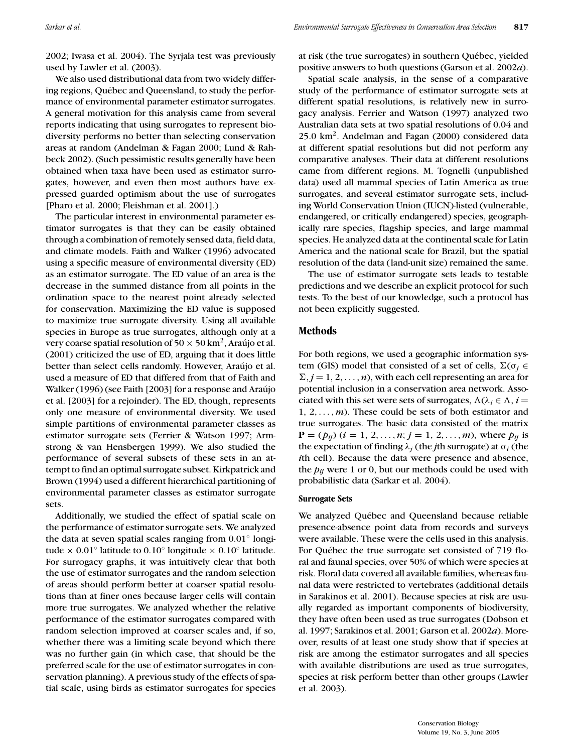2002; Iwasa et al. 2004). The Syrjala test was previously used by Lawler et al. (2003).

We also used distributional data from two widely differing regions, Québec and Queensland, to study the performance of environmental parameter estimator surrogates. A general motivation for this analysis came from several reports indicating that using surrogates to represent biodiversity performs no better than selecting conservation areas at random (Andelman & Fagan 2000; Lund & Rahbeck 2002). (Such pessimistic results generally have been obtained when taxa have been used as estimator surrogates, however, and even then most authors have expressed guarded optimism about the use of surrogates [Pharo et al. 2000; Fleishman et al. 2001].)

The particular interest in environmental parameter estimator surrogates is that they can be easily obtained through a combination of remotely sensed data, field data, and climate models. Faith and Walker (1996) advocated using a specific measure of environmental diversity (ED) as an estimator surrogate. The ED value of an area is the decrease in the summed distance from all points in the ordination space to the nearest point already selected for conservation. Maximizing the ED value is supposed to maximize true surrogate diversity. Using all available species in Europe as true surrogates, although only at a very coarse spatial resolution of $50 \times 50$ km$^2$, Araújo et al. (2001) criticized the use of ED, arguing that it does little better than select cells randomly. However, Araújo et al. used a measure of ED that differed from that of Faith and Walker (1996) (see Faith [2003] for a response and Araújo et al. [2003] for a rejoinder). The ED, though, represents only one measure of environmental diversity. We used simple partitions of environmental parameter classes as estimator surrogate sets (Ferrier & Watson 1997; Armstrong & van Hensbergen 1999). We also studied the performance of several subsets of these sets in an attempt to find an optimal surrogate subset. Kirkpatrick and Brown (1994) used a different hierarchical partitioning of environmental parameter classes as estimator surrogate sets.

Additionally, we studied the effect of spatial scale on the performance of estimator surrogate sets. We analyzed the data at seven spatial scales ranging from $0.01^\circ$ longitude $\times$ $0.01^\circ$ latitude to $0.10^\circ$ longitude $\times$ $0.10^\circ$ latitude. For surrogacy graphs, it was intuitively clear that both the use of estimator surrogates and the random selection of areas should perform better at coarser spatial resolutions than at finer ones because larger cells will contain more true surrogates. We analyzed whether the relative performance of the estimator surrogates compared with random selection improved at coarser scales and, if so, whether there was a limiting scale beyond which there was no further gain (in which case, that should be the preferred scale for the use of estimator surrogates in conservation planning). A previous study of the effects of spatial scale, using birds as estimator surrogates for species at risk (the true surrogates) in southern Québec, yielded positive answers to both questions (Garson et al. 2002*a*).

Spatial scale analysis, in the sense of a comparative study of the performance of estimator surrogate sets at different spatial resolutions, is relatively new in surrogacy analysis. Ferrier and Watson (1997) analyzed two Australian data sets at two spatial resolutions of 0.04 and 25.0 km$^2$. Andelman and Fagan (2000) considered data at different spatial resolutions but did not perform any comparative analyses. Their data at different resolutions came from different regions. M. Tognelli (unpublished data) used all mammal species of Latin America as true surrogates, and several estimator surrogate sets, including World Conservation Union (IUCN)-listed (vulnerable, endangered, or critically endangered) species, geographically rare species, flagship species, and large mammal species. He analyzed data at the continental scale for Latin America and the national scale for Brazil, but the spatial resolution of the data (land-unit size) remained the same.

The use of estimator surrogate sets leads to testable predictions and we describe an explicit protocol for such tests. To the best of our knowledge, such a protocol has not been explicitly suggested.

## Methods

For both regions, we used a geographic information system (GIS) model that consisted of a set of cells, $\Sigma(\sigma_j \in \Sigma, j = 1, 2, \ldots, n)$, with each cell representing an area for potential inclusion in a conservation area network. Associated with this set were sets of surrogates, $\Lambda(\lambda_i \in \Lambda, i = 1, 2, \ldots, m)$. These could be sets of both estimator and true surrogates. The basic data consisted of the matrix $\mathbf{P} = (p_{ij})$ $(i = 1, 2, \ldots, n; j = 1, 2, \ldots, m)$, where $p_{ij}$ is the expectation of finding $\lambda_j$ (the *j*th surrogate) at $\sigma_i$ (the *i*th cell). Because the data were presence and absence, the $p_{ij}$ were 1 or 0, but our methods could be used with probabilistic data (Sarkar et al. 2004).

### Surrogate Sets

We analyzed Québec and Queensland because reliable presence-absence point data from records and surveys were available. These were the cells used in this analysis. For Québec the true surrogate set consisted of 719 floral and faunal species, over 50% of which were species at risk. Floral data covered all available families, whereas faunal data were restricted to vertebrates (additional details in Sarakinos et al. 2001). Because species at risk are usually regarded as important components of biodiversity, they have often been used as true surrogates (Dobson et al. 1997; Sarakinos et al. 2001; Garson et al. 2002*a*). Moreover, results of at least one study show that if species at risk are among the estimator surrogates and all species with available distributions are used as true surrogates, species at risk perform better than other groups (Lawler et al. 2003).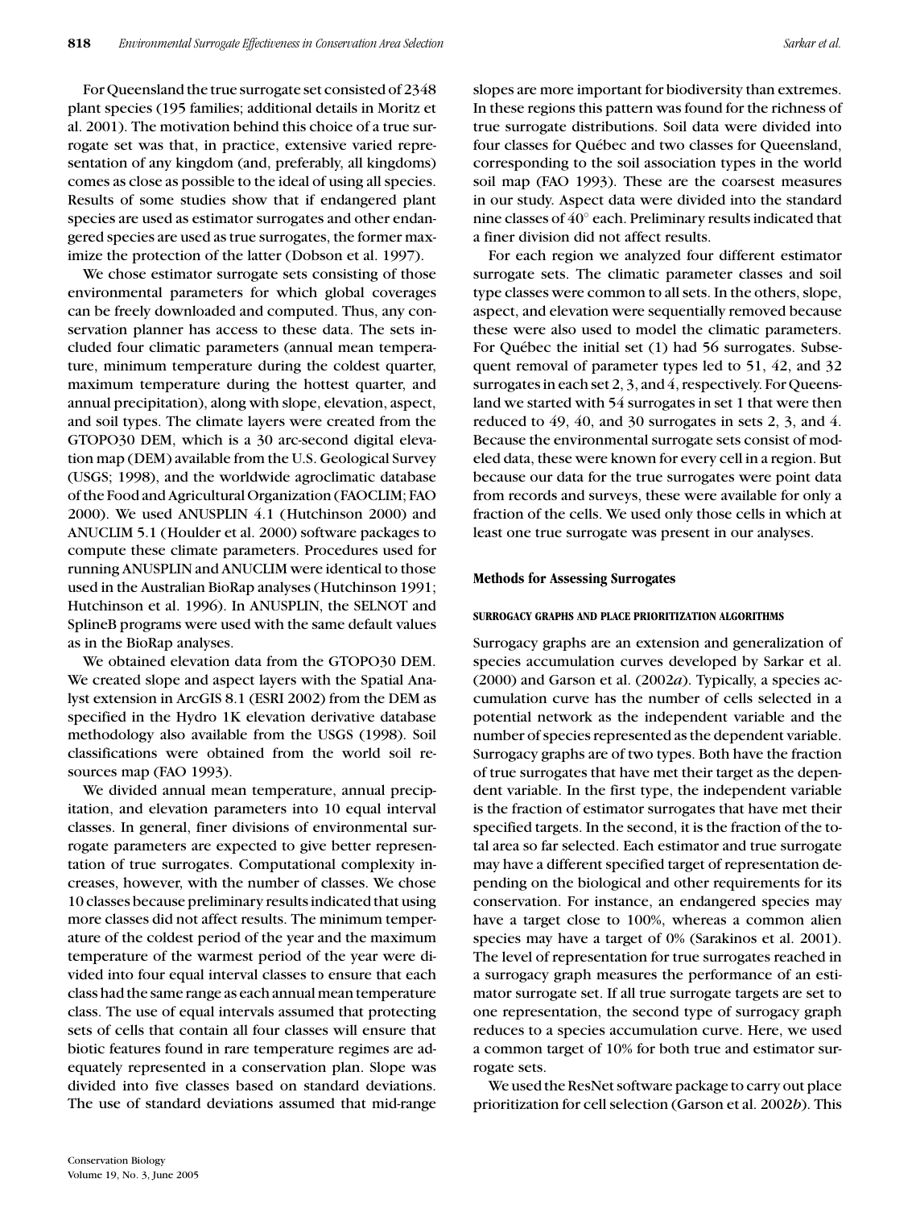For Queensland the true surrogate set consisted of 2348 plant species (195 families; additional details in Moritz et al. 2001). The motivation behind this choice of a true surrogate set was that, in practice, extensive varied representation of any kingdom (and, preferably, all kingdoms) comes as close as possible to the ideal of using all species. Results of some studies show that if endangered plant species are used as estimator surrogates and other endangered species are used as true surrogates, the former maximize the protection of the latter (Dobson et al. 1997).

We chose estimator surrogate sets consisting of those environmental parameters for which global coverages can be freely downloaded and computed. Thus, any conservation planner has access to these data. The sets included four climatic parameters (annual mean temperature, minimum temperature during the coldest quarter, maximum temperature during the hottest quarter, and annual precipitation), along with slope, elevation, aspect, and soil types. The climate layers were created from the GTOPO30 DEM, which is a 30 arc-second digital elevation map (DEM) available from the U.S. Geological Survey (USGS; 1998), and the worldwide agroclimatic database of the Food and Agricultural Organization (FAOCLIM; FAO 2000). We used ANUSPLIN 4.1 (Hutchinson 2000) and ANUCLIM 5.1 (Houlder et al. 2000) software packages to compute these climate parameters. Procedures used for running ANUSPLIN and ANUCLIM were identical to those used in the Australian BioRap analyses (Hutchinson 1991; Hutchinson et al. 1996). In ANUSPLIN, the SELNOT and SplineB programs were used with the same default values as in the BioRap analyses.

We obtained elevation data from the GTOPO30 DEM. We created slope and aspect layers with the Spatial Analyst extension in ArcGIS 8.1 (ESRI 2002) from the DEM as specified in the Hydro 1K elevation derivative database methodology also available from the USGS (1998). Soil classifications were obtained from the world soil resources map (FAO 1993).

We divided annual mean temperature, annual precipitation, and elevation parameters into 10 equal interval classes. In general, finer divisions of environmental surrogate parameters are expected to give better representation of true surrogates. Computational complexity increases, however, with the number of classes. We chose 10 classes because preliminary results indicated that using more classes did not affect results. The minimum temperature of the coldest period of the year and the maximum temperature of the warmest period of the year were divided into four equal interval classes to ensure that each class had the same range as each annual mean temperature class. The use of equal intervals assumed that protecting sets of cells that contain all four classes will ensure that biotic features found in rare temperature regimes are adequately represented in a conservation plan. Slope was divided into five classes based on standard deviations. The use of standard deviations assumed that mid-range slopes are more important for biodiversity than extremes. In these regions this pattern was found for the richness of true surrogate distributions. Soil data were divided into four classes for Québec and two classes for Queensland, corresponding to the soil association types in the world soil map (FAO 1993). These are the coarsest measures in our study. Aspect data were divided into the standard nine classes of $40^\circ$ each. Preliminary results indicated that a finer division did not affect results.

For each region we analyzed four different estimator surrogate sets. The climatic parameter classes and soil type classes were common to all sets. In the others, slope, aspect, and elevation were sequentially removed because these were also used to model the climatic parameters. For Québec the initial set (1) had 56 surrogates. Subsequent removal of parameter types led to 51, 42, and 32 surrogates in each set 2, 3, and 4, respectively. For Queensland we started with 54 surrogates in set 1 that were then reduced to 49, 40, and 30 surrogates in sets 2, 3, and 4. Because the environmental surrogate sets consist of modeled data, these were known for every cell in a region. But because our data for the true surrogates were point data from records and surveys, these were available for only a fraction of the cells. We used only those cells in which at least one true surrogate was present in our analyses.

## Methods for Assessing Surrogates

### Surrogacy Graphs and Place Prioritization Algorithms

Surrogacy graphs are an extension and generalization of species accumulation curves developed by Sarkar et al. (2000) and Garson et al. (2002*a*). Typically, a species accumulation curve has the number of cells selected in a potential network as the independent variable and the number of species represented as the dependent variable. Surrogacy graphs are of two types. Both have the fraction of true surrogates that have met their target as the dependent variable. In the first type, the independent variable is the fraction of estimator surrogates that have met their specified targets. In the second, it is the fraction of the total area so far selected. Each estimator and true surrogate may have a different specified target of representation depending on the biological and other requirements for its conservation. For instance, an endangered species may have a target close to 100%, whereas a common alien species may have a target of 0% (Sarakinos et al. 2001). The level of representation for true surrogates reached in a surrogacy graph measures the performance of an estimator surrogate set. If all true surrogate targets are set to one representation, the second type of surrogacy graph reduces to a species accumulation curve. Here, we used a common target of 10% for both true and estimator surrogate sets.

We used the ResNet software package to carry out place prioritization for cell selection (Garson et al. 2002*b*). This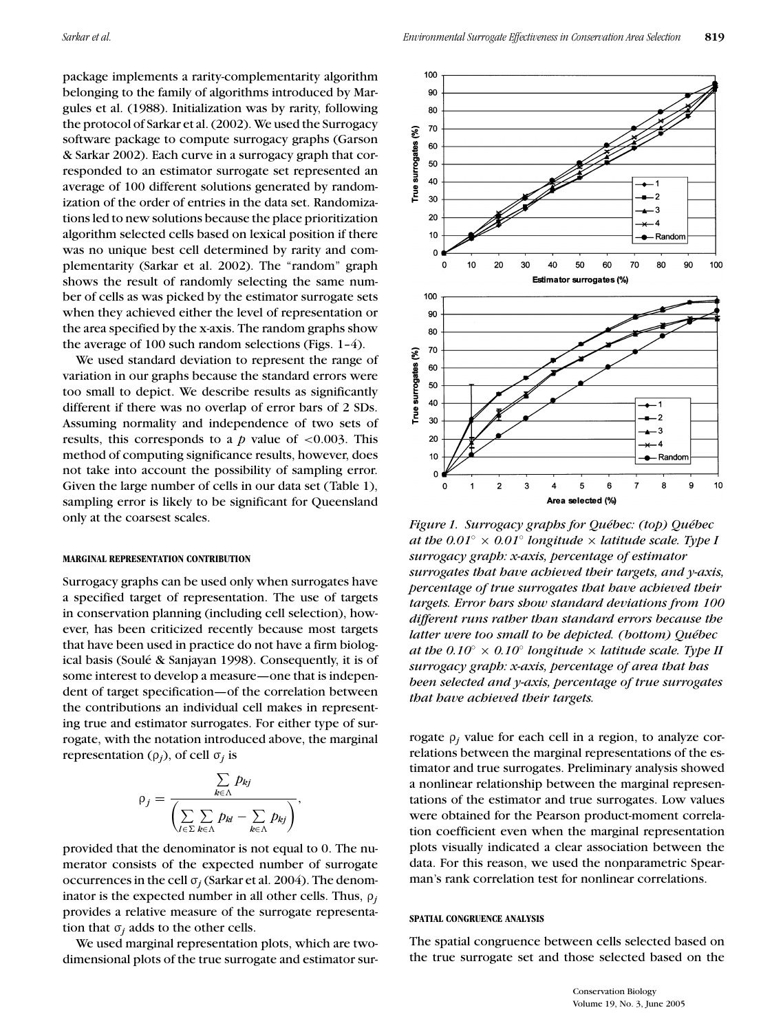package implements a rarity-complementarity algorithm belonging to the family of algorithms introduced by Margules et al. (1988). Initialization was by rarity, following the protocol of Sarkar et al. (2002). We used the Surrogacy software package to compute surrogacy graphs (Garson & Sarkar 2002). Each curve in a surrogacy graph that corresponded to an estimator surrogate set represented an average of 100 different solutions generated by randomization of the order of entries in the data set. Randomizations led to new solutions because the place prioritization algorithm selected cells based on lexical position if there was no unique best cell determined by rarity and complementarity (Sarkar et al. 2002). The "random" graph shows the result of randomly selecting the same number of cells as was picked by the estimator surrogate sets when they achieved either the level of representation or the area specified by the x-axis. The random graphs show the average of 100 such random selections (Figs. 1–4).

We used standard deviation to represent the range of variation in our graphs because the standard errors were too small to depict. We describe results as significantly different if there was no overlap of error bars of 2 SDs. Assuming normality and independence of two sets of results, this corresponds to a $p$ value of $<0.003$. This method of computing significance results, however, does not take into account the possibility of sampling error. Given the large number of cells in our data set (Table 1), sampling error is likely to be significant for Queensland only at the coarsest scales.

True surrogates (%)
Estimator surrogates (%)
1
2
3
4
Random

True surrogates (%)
Area selected (%)
1
2
3
4
Random

*Figure 1. Surrogacy graphs for Québec: (top) Québec at the 0.01° × 0.01° longitude × latitude scale. Type I surrogacy graph: x-axis, percentage of estimator surrogates that have achieved their targets, and y-axis, percentage of true surrogates that have achieved their targets. Error bars show standard deviations from 100 different runs rather than standard errors because the latter were too small to be depicted. (bottom) Québec at the 0.10° × 0.10° longitude × latitude scale. Type II surrogacy graph: x-axis, percentage of area that has been selected and y-axis, percentage of true surrogates that have achieved their targets.*

#### MARGINAL REPRESENTATION CONTRIBUTION

Surrogacy graphs can be used only when surrogates have a specified target of representation. The use of targets in conservation planning (including cell selection), however, has been criticized recently because most targets that have been used in practice do not have a firm biological basis (Soulé & Sanjayan 1998). Consequently, it is of some interest to develop a measure—one that is independent of target specification—of the correlation between the contributions an individual cell makes in representing true and estimator surrogates. For either type of surrogate, with the notation introduced above, the marginal representation ($\rho_j$), of cell $\sigma_j$ is

$$\rho_j = \frac{\sum_{k \in \Lambda} p_{kj}}{\left(\sum_{l \in \Sigma} \sum_{k \in \Lambda} p_{kl} - \sum_{k \in \Lambda} p_{kj}\right)},$$

provided that the denominator is not equal to 0. The numerator consists of the expected number of surrogate occurrences in the cell $\sigma_j$ (Sarkar et al. 2004). The denominator is the expected number in all other cells. Thus, $\rho_j$ provides a relative measure of the surrogate representation that $\sigma_j$ adds to the other cells.

We used marginal representation plots, which are two-dimensional plots of the true surrogate and estimator surrogate $\rho_j$ value for each cell in a region, to analyze correlations between the marginal representations of the estimator and true surrogates. Preliminary analysis showed a nonlinear relationship between the marginal representations of the estimator and true surrogates. Low values were obtained for the Pearson product-moment correlation coefficient even when the marginal representation plots visually indicated a clear association between the data. For this reason, we used the nonparametric Spearman's rank correlation test for nonlinear correlations.

#### SPATIAL CONGRUENCE ANALYSIS

The spatial congruence between cells selected based on the true surrogate set and those selected based on the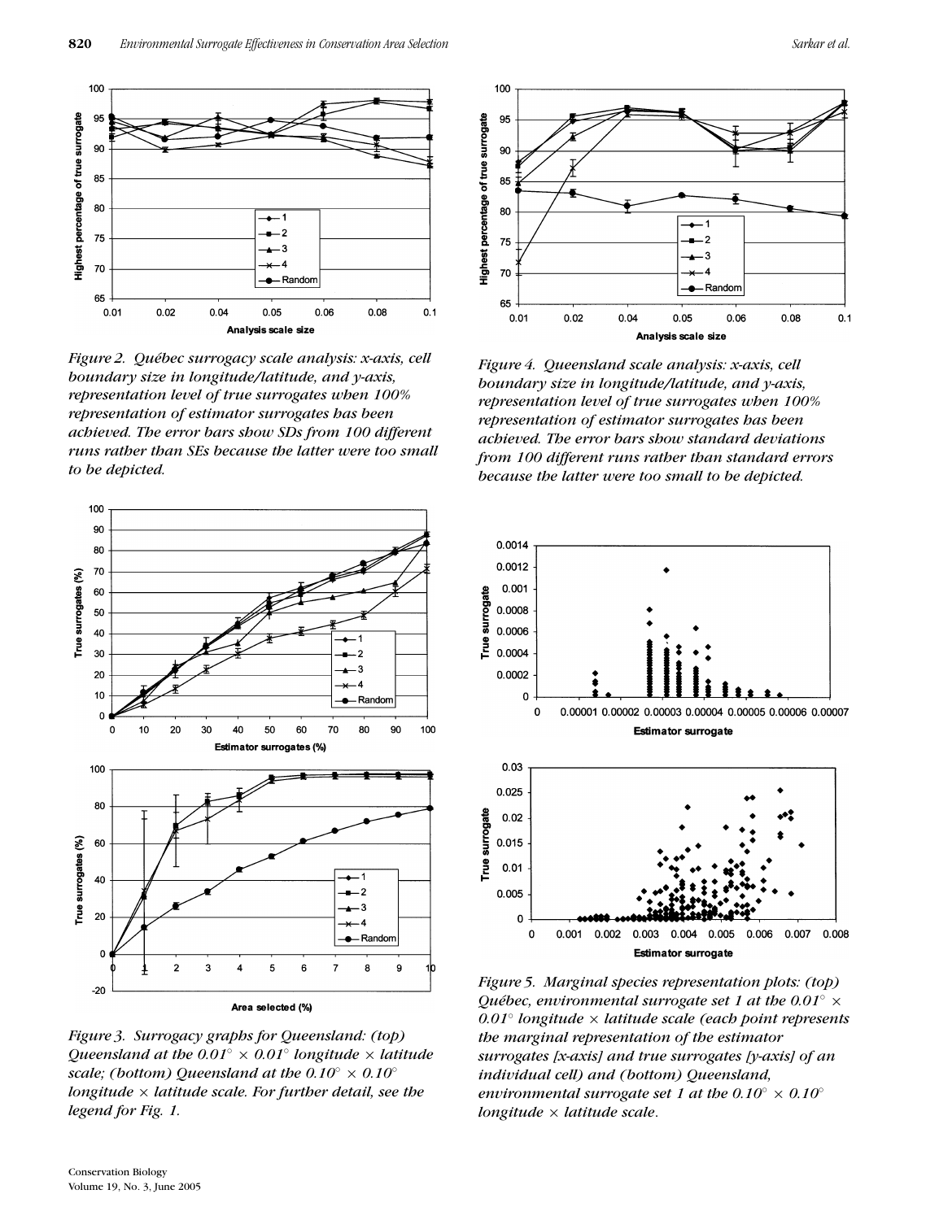Highest percentage of true surrogate

100
95
90
85
80
75
70
65

0.01 0.02 0.04 0.05 0.06 0.08 0.1

Analysis scale size

1
2
3
4
Random

*Figure 2. Québec surrogacy scale analysis: x-axis, cell boundary size in longitude/latitude, and y-axis, representation level of true surrogates when 100% representation of estimator surrogates has been achieved. The error bars show SDs from 100 different runs rather than SEs because the latter were too small to be depicted.*

Highest percentage of true surrogate

100
95
90
85
80
75
70
65

0.01 0.02 0.04 0.05 0.06 0.08 0.1

Analysis scale size

1
2
3
4
Random

*Figure 4. Queensland scale analysis: x-axis, cell boundary size in longitude/latitude, and y-axis, representation level of true surrogates when 100% representation of estimator surrogates has been achieved. The error bars show standard deviations from 100 different runs rather than standard errors because the latter were too small to be depicted.*

True surrogates (%)

100
90
80
70
60
50
40
30
20
10
0

0 10 20 30 40 50 60 70 80 90 100

Estimator surrogates (%)

1
2
3
4
Random

True surrogates (%)

100
80
60
40
20
0
-20

0 1 2 3 4 5 6 7 8 9 10

Area selected (%)

1
2
3
4
Random

*Figure 3. Surrogacy graphs for Queensland: (top) Queensland at the 0.01° × 0.01° longitude × latitude scale; (bottom) Queensland at the 0.10° × 0.10° longitude × latitude scale. For further detail, see the legend for Fig. 1.*

True surrogate

0.0014
0.0012
0.001
0.0008
0.0006
0.0004
0.0002
0

0 0.00001 0.00002 0.00003 0.00004 0.00005 0.00006 0.00007

Estimator surrogate

True surrogate

0.03
0.025
0.02
0.015
0.01
0.005
0

0 0.001 0.002 0.003 0.004 0.005 0.006 0.007 0.008

Estimator surrogate

*Figure 5. Marginal species representation plots: (top) Québec, environmental surrogate set 1 at the 0.01° × 0.01° longitude × latitude scale (each point represents the marginal representation of the estimator surrogates [x-axis] and true surrogates [y-axis] of an individual cell) and (bottom) Queensland, environmental surrogate set 1 at the 0.10° × 0.10° longitude × latitude scale.*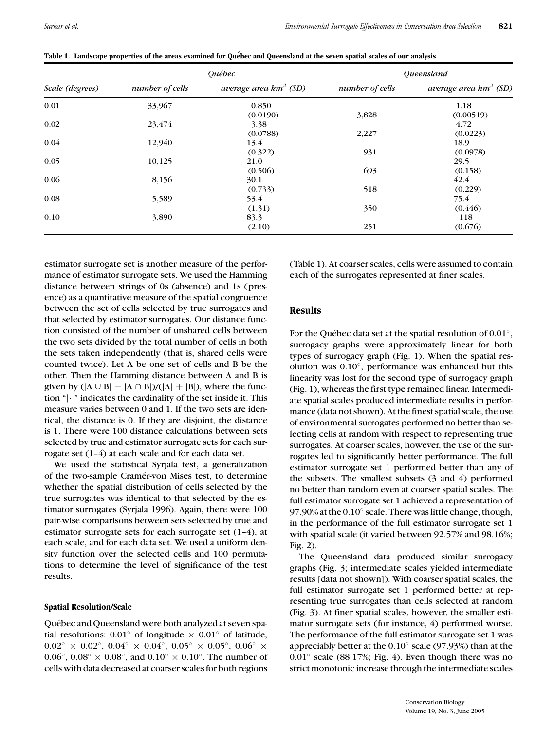**Table 1. Landscape properties of the areas examined for Québec and Queensland at the seven spatial scales of our analysis.**

| Scale (degrees) | Québec | | Queensland | |
|---|---|---|---|---|
| | number of cells | average area $km^2$ (SD) | number of cells | average area $km^2$ (SD) |
| 0.01 | 33,967 | 0.850 (0.0190) | 3,828 | 1.18 (0.00519) |
| 0.02 | 23,474 | 3.38 (0.0788) | 2,227 | 4.72 (0.0223) |
| 0.04 | 12,940 | 13.4 (0.322) | 931 | 18.9 (0.0978) |
| 0.05 | 10,125 | 21.0 (0.506) | 693 | 29.5 (0.158) |
| 0.06 | 8,156 | 30.1 (0.733) | 518 | 42.4 (0.229) |
| 0.08 | 5,589 | 53.4 (1.31) | 350 | 75.4 (0.446) |
| 0.10 | 3,890 | 83.3 (2.10) | 251 | 118 (0.676) |

estimator surrogate set is another measure of the performance of estimator surrogate sets. We used the Hamming distance between strings of 0s (absence) and 1s (presence) as a quantitative measure of the spatial congruence between the set of cells selected by true surrogates and that selected by estimator surrogates. Our distance function consisted of the number of unshared cells between the two sets divided by the total number of cells in both the sets taken independently (that is, shared cells were counted twice). Let A be one set of cells and B be the other. Then the Hamming distance between A and B is given by $(|A \cup B| - |A \cap B|)/(|A| + |B|)$, where the function "$|\cdot|$" indicates the cardinality of the set inside it. This measure varies between 0 and 1. If the two sets are identical, the distance is 0. If they are disjoint, the distance is 1. There were 100 distance calculations between sets selected by true and estimator surrogate sets for each surrogate set (1–4) at each scale and for each data set.

We used the statistical Syrjala test, a generalization of the two-sample Cramér-von Mises test, to determine whether the spatial distribution of cells selected by the true surrogates was identical to that selected by the estimator surrogates (Syrjala 1996). Again, there were 100 pair-wise comparisons between sets selected by true and estimator surrogate sets for each surrogate set (1–4), at each scale, and for each data set. We used a uniform density function over the selected cells and 100 permutations to determine the level of significance of the test results.

### Spatial Resolution/Scale

Québec and Queensland were both analyzed at seven spatial resolutions: $0.01°$ of longitude $\times$ $0.01°$ of latitude, $0.02° \times 0.02°$, $0.04° \times 0.04°$, $0.05° \times 0.05°$, $0.06° \times 0.06°$, $0.08° \times 0.08°$, and $0.10° \times 0.10°$. The number of cells with data decreased at coarser scales for both regions (Table 1). At coarser scales, cells were assumed to contain each of the surrogates represented at finer scales.

## Results

For the Québec data set at the spatial resolution of $0.01°$, surrogacy graphs were approximately linear for both types of surrogacy graph (Fig. 1). When the spatial resolution was $0.10°$, performance was enhanced but this linearity was lost for the second type of surrogacy graph (Fig. 1), whereas the first type remained linear. Intermediate spatial scales produced intermediate results in performance (data not shown). At the finest spatial scale, the use of environmental surrogates performed no better than selecting cells at random with respect to representing true surrogates. At coarser scales, however, the use of the surrogates led to significantly better performance. The full estimator surrogate set 1 performed better than any of the subsets. The smallest subsets (3 and 4) performed no better than random even at coarser spatial scales. The full estimator surrogate set 1 achieved a representation of 97.90% at the $0.10°$ scale. There was little change, though, in the performance of the full estimator surrogate set 1 with spatial scale (it varied between 92.57% and 98.16%; Fig. 2).

The Queensland data produced similar surrogacy graphs (Fig. 3; intermediate scales yielded intermediate results [data not shown]). With coarser spatial scales, the full estimator surrogate set 1 performed better at representing true surrogates than cells selected at random (Fig. 3). At finer spatial scales, however, the smaller estimator surrogate sets (for instance, 4) performed worse. The performance of the full estimator surrogate set 1 was appreciably better at the $0.10°$ scale (97.93%) than at the $0.01°$ scale (88.17%; Fig. 4). Even though there was no strict monotonic increase through the intermediate scales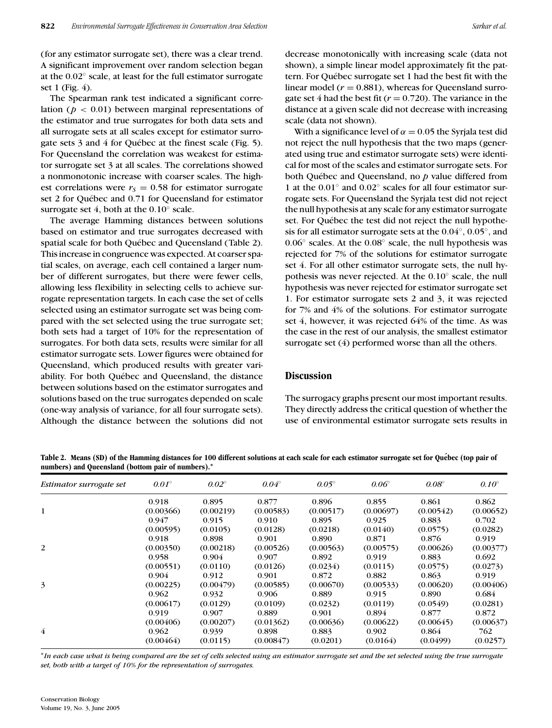(for any estimator surrogate set), there was a clear trend. A significant improvement over random selection began at the 0.02° scale, at least for the full estimator surrogate set 1 (Fig. 4).

The Spearman rank test indicated a significant correlation ($p < 0.01$) between marginal representations of the estimator and true surrogates for both data sets and all surrogate sets at all scales except for estimator surrogate sets 3 and 4 for Québec at the finest scale (Fig. 5). For Queensland the correlation was weakest for estimator surrogate set 3 at all scales. The correlations showed a nonmonotonic increase with coarser scales. The highest correlations were $r_S = 0.58$ for estimator surrogate set 2 for Québec and 0.71 for Queensland for estimator surrogate set 4, both at the 0.10° scale.

The average Hamming distances between solutions based on estimator and true surrogates decreased with spatial scale for both Québec and Queensland (Table 2). This increase in congruence was expected. At coarser spatial scales, on average, each cell contained a larger number of different surrogates, but there were fewer cells, allowing less flexibility in selecting cells to achieve surrogate representation targets. In each case the set of cells selected using an estimator surrogate set was being compared with the set selected using the true surrogate set; both sets had a target of 10% for the representation of surrogates. For both data sets, results were similar for all estimator surrogate sets. Lower figures were obtained for Queensland, which produced results with greater variability. For both Québec and Queensland, the distance between solutions based on the estimator surrogates and solutions based on the true surrogates depended on scale (one-way analysis of variance, for all four surrogate sets). Although the distance between the solutions did not decrease monotonically with increasing scale (data not shown), a simple linear model approximately fit the pattern. For Québec surrogate set 1 had the best fit with the linear model ($r = 0.881$), whereas for Queensland surrogate set 4 had the best fit ($r = 0.720$). The variance in the distance at a given scale did not decrease with increasing scale (data not shown).

With a significance level of $\alpha = 0.05$ the Syrjala test did not reject the null hypothesis that the two maps (generated using true and estimator surrogate sets) were identical for most of the scales and estimator surrogate sets. For both Québec and Queensland, no $p$ value differed from 1 at the 0.01° and 0.02° scales for all four estimator surrogate sets. For Queensland the Syrjala test did not reject the null hypothesis at any scale for any estimator surrogate set. For Québec the test did not reject the null hypothesis for all estimator surrogate sets at the 0.04°, 0.05°, and 0.06° scales. At the 0.08° scale, the null hypothesis was rejected for 7% of the solutions for estimator surrogate set 4. For all other estimator surrogate sets, the null hypothesis was never rejected. At the 0.10° scale, the null hypothesis was never rejected for estimator surrogate set 1. For estimator surrogate sets 2 and 3, it was rejected for 7% and 4% of the solutions. For estimator surrogate set 4, however, it was rejected 64% of the time. As was the case in the rest of our analysis, the smallest estimator surrogate set (4) performed worse than all the others.

## Discussion

The surrogacy graphs present our most important results. They directly address the critical question of whether the use of environmental estimator surrogate sets results in

**Table 2. Means (SD) of the Hamming distances for 100 different solutions at each scale for each estimator surrogate set for Québec (top pair of numbers) and Queensland (bottom pair of numbers).***

| *Estimator surrogate set* | *0.01°* | *0.02°* | *0.04°* | *0.05°* | *0.06°* | *0.08°* | *0.10°* |
|---|---|---|---|---|---|---|---|
| | 0.918 | 0.895 | 0.877 | 0.896 | 0.855 | 0.861 | 0.862 |
| 1 | (0.00366) | (0.00219) | (0.00583) | (0.00517) | (0.00697) | (0.00542) | (0.00652) |
| | 0.947 | 0.915 | 0.910 | 0.895 | 0.925 | 0.883 | 0.702 |
| | (0.00595) | (0.0105) | (0.0128) | (0.0218) | (0.0140) | (0.0575) | (0.0282) |
| | 0.918 | 0.898 | 0.901 | 0.890 | 0.871 | 0.876 | 0.919 |
| 2 | (0.00350) | (0.00218) | (0.00526) | (0.00563) | (0.00575) | (0.00626) | (0.00377) |
| | 0.958 | 0.904 | 0.907 | 0.892 | 0.919 | 0.883 | 0.692 |
| | (0.00551) | (0.0110) | (0.0126) | (0.0234) | (0.0115) | (0.0575) | (0.0273) |
| | 0.904 | 0.912 | 0.901 | 0.872 | 0.882 | 0.863 | 0.919 |
| 3 | (0.00225) | (0.00479) | (0.00585) | (0.00670) | (0.00533) | (0.00620) | (0.00406) |
| | 0.962 | 0.932 | 0.906 | 0.889 | 0.915 | 0.890 | 0.684 |
| | (0.00617) | (0.0129) | (0.0109) | (0.0232) | (0.0119) | (0.0549) | (0.0281) |
| | 0.919 | 0.907 | 0.889 | 0.901 | 0.894 | 0.877 | 0.872 |
| | (0.00406) | (0.00207) | (0.01362) | (0.00636) | (0.00622) | (0.00645) | (0.00637) |
| 4 | 0.962 | 0.939 | 0.898 | 0.883 | 0.902 | 0.864 | 762 |
| | (0.00464) | (0.0115) | (0.00847) | (0.0201) | (0.0164) | (0.0499) | (0.0257) |

**In each case what is being compared are the set of cells selected using an estimator surrogate set and the set selected using the true surrogate set, both with a target of 10% for the representation of surrogates.*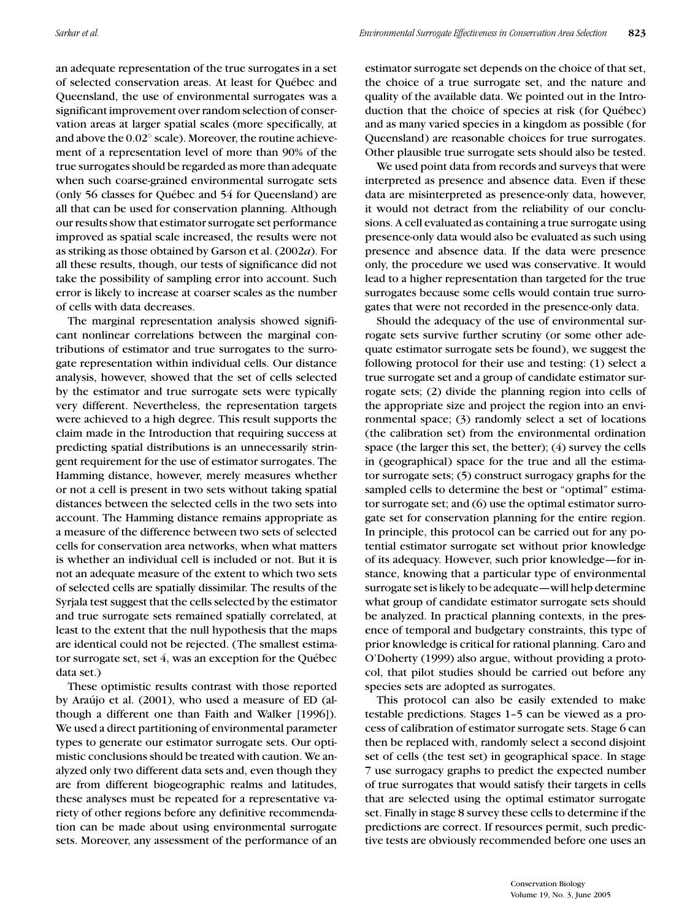an adequate representation of the true surrogates in a set of selected conservation areas. At least for Québec and Queensland, the use of environmental surrogates was a significant improvement over random selection of conservation areas at larger spatial scales (more specifically, at and above the 0.02° scale). Moreover, the routine achievement of a representation level of more than 90% of the true surrogates should be regarded as more than adequate when such coarse-grained environmental surrogate sets (only 56 classes for Québec and 54 for Queensland) are all that can be used for conservation planning. Although our results show that estimator surrogate set performance improved as spatial scale increased, the results were not as striking as those obtained by Garson et al. (2002*a*). For all these results, though, our tests of significance did not take the possibility of sampling error into account. Such error is likely to increase at coarser scales as the number of cells with data decreases.

The marginal representation analysis showed significant nonlinear correlations between the marginal contributions of estimator and true surrogates to the surrogate representation within individual cells. Our distance analysis, however, showed that the set of cells selected by the estimator and true surrogate sets were typically very different. Nevertheless, the representation targets were achieved to a high degree. This result supports the claim made in the Introduction that requiring success at predicting spatial distributions is an unnecessarily stringent requirement for the use of estimator surrogates. The Hamming distance, however, merely measures whether or not a cell is present in two sets without taking spatial distances between the selected cells in the two sets into account. The Hamming distance remains appropriate as a measure of the difference between two sets of selected cells for conservation area networks, when what matters is whether an individual cell is included or not. But it is not an adequate measure of the extent to which two sets of selected cells are spatially dissimilar. The results of the Syrjala test suggest that the cells selected by the estimator and true surrogate sets remained spatially correlated, at least to the extent that the null hypothesis that the maps are identical could not be rejected. (The smallest estimator surrogate set, set 4, was an exception for the Québec data set.)

These optimistic results contrast with those reported by Araújo et al. (2001), who used a measure of ED (although a different one than Faith and Walker [1996]). We used a direct partitioning of environmental parameter types to generate our estimator surrogate sets. Our optimistic conclusions should be treated with caution. We analyzed only two different data sets and, even though they are from different biogeographic realms and latitudes, these analyses must be repeated for a representative variety of other regions before any definitive recommendation can be made about using environmental surrogate sets. Moreover, any assessment of the performance of an estimator surrogate set depends on the choice of that set, the choice of a true surrogate set, and the nature and quality of the available data. We pointed out in the Introduction that the choice of species at risk (for Québec) and as many varied species in a kingdom as possible (for Queensland) are reasonable choices for true surrogates. Other plausible true surrogate sets should also be tested.

We used point data from records and surveys that were interpreted as presence and absence data. Even if these data are misinterpreted as presence-only data, however, it would not detract from the reliability of our conclusions. A cell evaluated as containing a true surrogate using presence-only data would also be evaluated as such using presence and absence data. If the data were presence only, the procedure we used was conservative. It would lead to a higher representation than targeted for the true surrogates because some cells would contain true surrogates that were not recorded in the presence-only data.

Should the adequacy of the use of environmental surrogate sets survive further scrutiny (or some other adequate estimator surrogate sets be found), we suggest the following protocol for their use and testing: (1) select a true surrogate set and a group of candidate estimator surrogate sets; (2) divide the planning region into cells of the appropriate size and project the region into an environmental space; (3) randomly select a set of locations (the calibration set) from the environmental ordination space (the larger this set, the better); (4) survey the cells in (geographical) space for the true and all the estimator surrogate sets; (5) construct surrogacy graphs for the sampled cells to determine the best or "optimal" estimator surrogate set; and (6) use the optimal estimator surrogate set for conservation planning for the entire region. In principle, this protocol can be carried out for any potential estimator surrogate set without prior knowledge of its adequacy. However, such prior knowledge—for instance, knowing that a particular type of environmental surrogate set is likely to be adequate—will help determine what group of candidate estimator surrogate sets should be analyzed. In practical planning contexts, in the presence of temporal and budgetary constraints, this type of prior knowledge is critical for rational planning. Caro and O'Doherty (1999) also argue, without providing a protocol, that pilot studies should be carried out before any species sets are adopted as surrogates.

This protocol can also be easily extended to make testable predictions. Stages 1–5 can be viewed as a process of calibration of estimator surrogate sets. Stage 6 can then be replaced with, randomly select a second disjoint set of cells (the test set) in geographical space. In stage 7 use surrogacy graphs to predict the expected number of true surrogates that would satisfy their targets in cells that are selected using the optimal estimator surrogate set. Finally in stage 8 survey these cells to determine if the predictions are correct. If resources permit, such predictive tests are obviously recommended before one uses an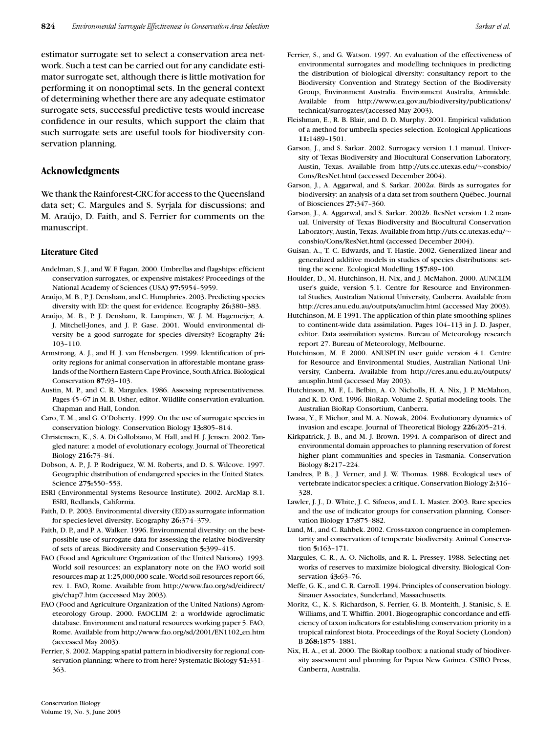estimator surrogate set to select a conservation area network. Such a test can be carried out for any candidate estimator surrogate set, although there is little motivation for performing it on nonoptimal sets. In the general context of determining whether there are any adequate estimator surrogate sets, successful predictive tests would increase confidence in our results, which support the claim that such surrogate sets are useful tools for biodiversity conservation planning.

## Acknowledgments

We thank the Rainforest-CRC for access to the Queensland data set; C. Margules and S. Syrjala for discussions; and M. Araújo, D. Faith, and S. Ferrier for comments on the manuscript.

### Literature Cited

Andelman, S. J., and W. F. Fagan. 2000. Umbrellas and flagships: efficient conservation surrogates, or expensive mistakes? Proceedings of the National Academy of Sciences (USA) **97:**5954–5959.

Araújo, M. B., P. J. Densham, and C. Humphries. 2003. Predicting species diversity with ED: the quest for evidence. Ecography **26:**380–383.

Araújo, M. B., P. J. Densham, R. Lampinen, W. J. M. Hagemeijer, A. J. Mitchell-Jones, and J. P. Gase. 2001. Would environmental diversity be a good surrogate for species diversity? Ecography **24:** 103–110.

Armstrong, A. J., and H. J. van Hensbergen. 1999. Identification of priority regions for animal conservation in afforestable montane grasslands of the Northern Eastern Cape Province, South Africa. Biological Conservation **87:**93–103.

Austin, M. P., and C. R. Margules. 1986. Assessing representativeness. Pages 45–67 in M. B. Usher, editor. Wildlife conservation evaluation. Chapman and Hall, London.

Caro, T. M., and G. O'Doherty. 1999. On the use of surrogate species in conservation biology. Conservation Biology **13:**805–814.

Christensen, K., S. A. Di Collobiano, M. Hall, and H. J. Jensen. 2002. Tangled nature: a model of evolutionary ecology. Journal of Theoretical Biology **216:**73–84.

Dobson, A. P., J. P. Rodriguez, W. M. Roberts, and D. S. Wilcove. 1997. Geographic distribution of endangered species in the United States. Science **275:**550–553.

ESRI (Environmental Systems Resource Institute). 2002. ArcMap 8.1. ESRI, Redlands, California.

Faith, D. P. 2003. Environmental diversity (ED) as surrogate information for species-level diversity. Ecography **26:**374–379.

Faith, D. P., and P. A. Walker. 1996. Environmental diversity: on the best-possible use of surrogate data for assessing the relative biodiversity of sets of areas. Biodiversity and Conservation **5:**399–415.

FAO (Food and Agriculture Organization of the United Nations). 1993. World soil resources: an explanatory note on the FAO world soil resources map at 1:25,000,000 scale. World soil resources report 66, rev. 1. FAO, Rome. Available from http://www.fao.org/sd/eidirect/gis/chap7.htm (accessed May 2003).

FAO (Food and Agriculture Organization of the United Nations) Agrometeorology Group. 2000. FAOCLIM 2: a worldwide agroclimatic database. Environment and natural resources working paper 5. FAO, Rome. Available from http://www.fao.org/sd/2001/EN1102_en.htm (accessed May 2003).

Ferrier, S. 2002. Mapping spatial pattern in biodiversity for regional conservation planning: where to from here? Systematic Biology **51:**331–363.

Ferrier, S., and G. Watson. 1997. An evaluation of the effectiveness of environmental surrogates and modelling techniques in predicting the distribution of biological diversity: consultancy report to the Biodiversity Convention and Strategy Section of the Biodiversity Group, Environment Australia. Environment Australia, Arimidale. Available from http://www.ea.gov.au/biodiversity/publications/technical/surrogates/(accessed May 2003).

Fleishman, E., R. B. Blair, and D. D. Murphy. 2001. Empirical validation of a method for umbrella species selection. Ecological Applications **11:**1489–1501.

Garson, J., and S. Sarkar. 2002. Surrogacy version 1.1 manual. University of Texas Biodiversity and Biocultural Conservation Laboratory, Austin, Texas. Available from http://uts.cc.utexas.edu/~consbio/Cons/ResNet.html (accessed December 2004).

Garson, J., A. Aggarwal, and S. Sarkar. 2002*a*. Birds as surrogates for biodiversity: an analysis of a data set from southern Québec. Journal of Biosciences **27:**347–360.

Garson, J., A. Aggarwal, and S. Sarkar. 2002*b*. ResNet version 1.2 manual. University of Texas Biodiversity and Biocultural Conservation Laboratory, Austin, Texas. Available from http://uts.cc.utexas.edu/~consbio/Cons/ResNet.html (accessed December 2004).

Guisan, A., T. C. Edwards, and T. Hastie. 2002. Generalized linear and generalized additive models in studies of species distributions: setting the scene. Ecological Modelling **157:**89–100.

Houlder, D., M. Hutchinson, H. Nix, and J. McMahon. 2000. AUNCLIM user's guide, version 5.1. Centre for Resource and Environmental Studies, Australian National University, Canberra. Available from http://cres.anu.edu.au/outputs/anuclim.html (accessed May 2003).

Hutchinson, M. F. 1991. The application of thin plate smoothing splines to continent-wide data assimilation. Pages 104–113 in J. D. Jasper, editor. Data assimilation systems. Bureau of Meteorology research report 27. Bureau of Meteorology, Melbourne.

Hutchinson, M. F. 2000. ANUSPLIN user guide version 4.1. Centre for Resource and Environmental Studies, Australian National University, Canberra. Available from http://cres.anu.edu.au/outputs/anusplin.html (accessed May 2003).

Hutchinson, M. F., L. Belbin, A. O. Nicholls, H. A. Nix, J. P. McMahon, and K. D. Ord. 1996. BioRap. Volume 2. Spatial modeling tools. The Australian BioRap Consortium, Canberra.

Iwasa, Y., F. Michor, and M. A. Nowak, 2004. Evolutionary dynamics of invasion and escape. Journal of Theoretical Biology **226:**205–214.

Kirkpatrick, J. B., and M. J. Brown. 1994. A comparison of direct and environmental domain approaches to planning reservation of forest higher plant communities and species in Tasmania. Conservation Biology **8:**217–224.

Landres, P. B., J. Verner, and J. W. Thomas. 1988. Ecological uses of vertebrate indicator species: a critique. Conservation Biology **2:**316–328.

Lawler, J. J., D. White, J. C. Sifneos, and L. L. Master. 2003. Rare species and the use of indicator groups for conservation planning. Conservation Biology **17:**875–882.

Lund, M., and C. Rahbek. 2002. Cross-taxon congruence in complementarity and conservation of temperate biodiversity. Animal Conservation **5:**163–171.

Margules, C. R., A. O. Nicholls, and R. L. Pressey. 1988. Selecting networks of reserves to maximize biological diversity. Biological Conservation **43:**63–76.

Meffe, G. K., and C. R. Carroll. 1994. Principles of conservation biology. Sinauer Associates, Sunderland, Massachusetts.

Moritz, C., K. S. Richardson, S. Ferrier, G. B. Monteith, J. Stanisic, S. E. Williams, and T. Whiffin. 2001. Biogeographic concordance and efficiency of taxon indicators for establishing conservation priority in a tropical rainforest biota. Proceedings of the Royal Society (London) B **268:**1875–1881.

Nix, H. A., et al. 2000. The BioRap toolbox: a national study of biodiversity assessment and planning for Papua New Guinea. CSIRO Press, Canberra, Australia.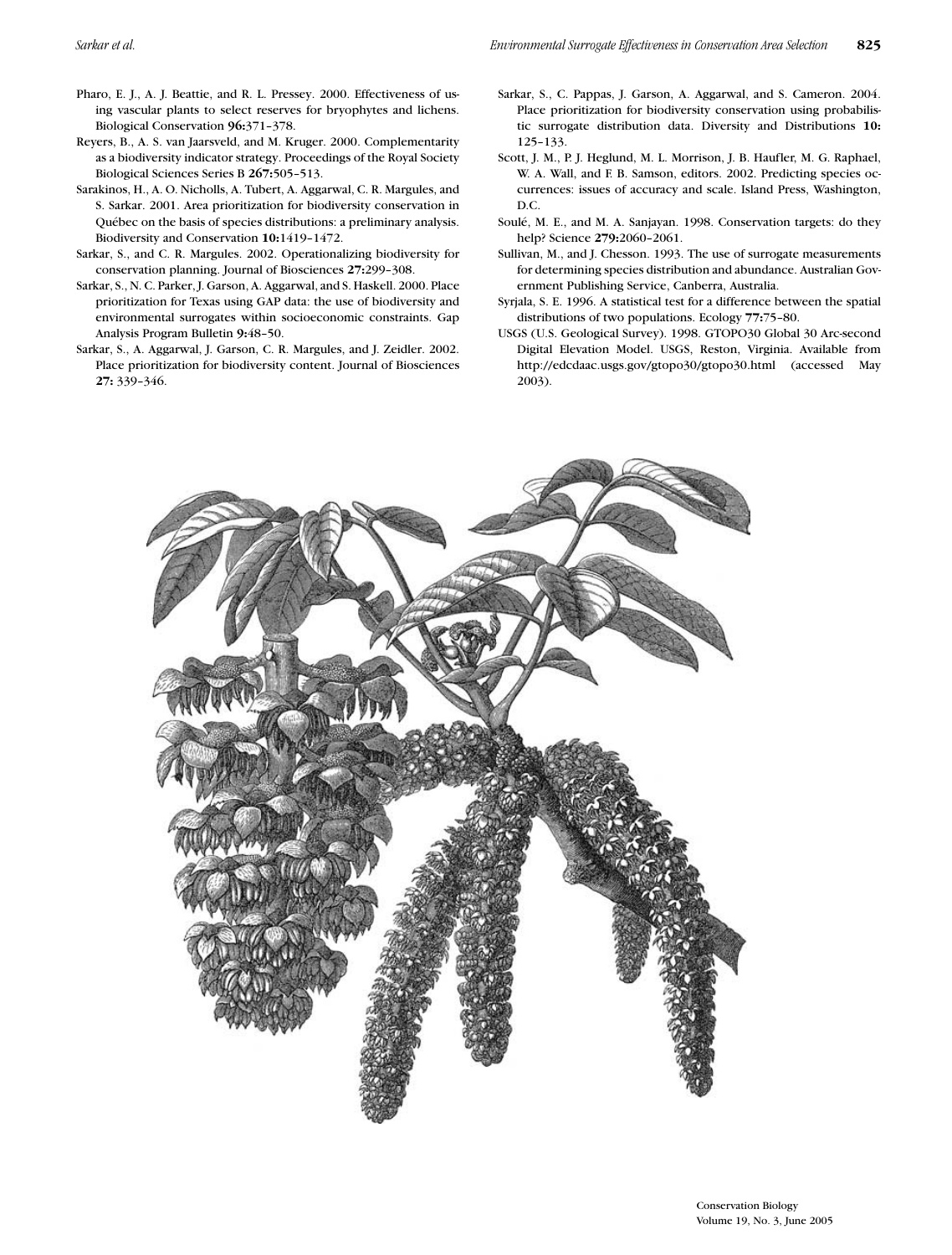Pharo, E. J., A. J. Beattie, and R. L. Pressey. 2000. Effectiveness of using vascular plants to select reserves for bryophytes and lichens. Biological Conservation **96:**371–378.

Reyers, B., A. S. van Jaarsveld, and M. Kruger. 2000. Complementarity as a biodiversity indicator strategy. Proceedings of the Royal Society Biological Sciences Series B **267:**505–513.

Sarakinos, H., A. O. Nicholls, A. Tubert, A. Aggarwal, C. R. Margules, and S. Sarkar. 2001. Area prioritization for biodiversity conservation in Québec on the basis of species distributions: a preliminary analysis. Biodiversity and Conservation **10:**1419–1472.

Sarkar, S., and C. R. Margules. 2002. Operationalizing biodiversity for conservation planning. Journal of Biosciences **27:**299–308.

Sarkar, S., N. C. Parker, J. Garson, A. Aggarwal, and S. Haskell. 2000. Place prioritization for Texas using GAP data: the use of biodiversity and environmental surrogates within socioeconomic constraints. Gap Analysis Program Bulletin **9:**48–50.

Sarkar, S., A. Aggarwal, J. Garson, C. R. Margules, and J. Zeidler. 2002. Place prioritization for biodiversity content. Journal of Biosciences **27:** 339–346.

Sarkar, S., C. Pappas, J. Garson, A. Aggarwal, and S. Cameron. 2004. Place prioritization for biodiversity conservation using probabilistic surrogate distribution data. Diversity and Distributions **10:** 125–133.

Scott, J. M., P. J. Heglund, M. L. Morrison, J. B. Haufler, M. G. Raphael, W. A. Wall, and F. B. Samson, editors. 2002. Predicting species occurrences: issues of accuracy and scale. Island Press, Washington, D.C.

Soulé, M. E., and M. A. Sanjayan. 1998. Conservation targets: do they help? Science **279:**2060–2061.

Sullivan, M., and J. Chesson. 1993. The use of surrogate measurements for determining species distribution and abundance. Australian Government Publishing Service, Canberra, Australia.

Syrjala, S. E. 1996. A statistical test for a difference between the spatial distributions of two populations. Ecology **77:**75–80.

USGS (U.S. Geological Survey). 1998. GTOPO30 Global 30 Arc-second Digital Elevation Model. USGS, Reston, Virginia. Available from http://edcdaac.usgs.gov/gtopo30/gtopo30.html (accessed May 2003).